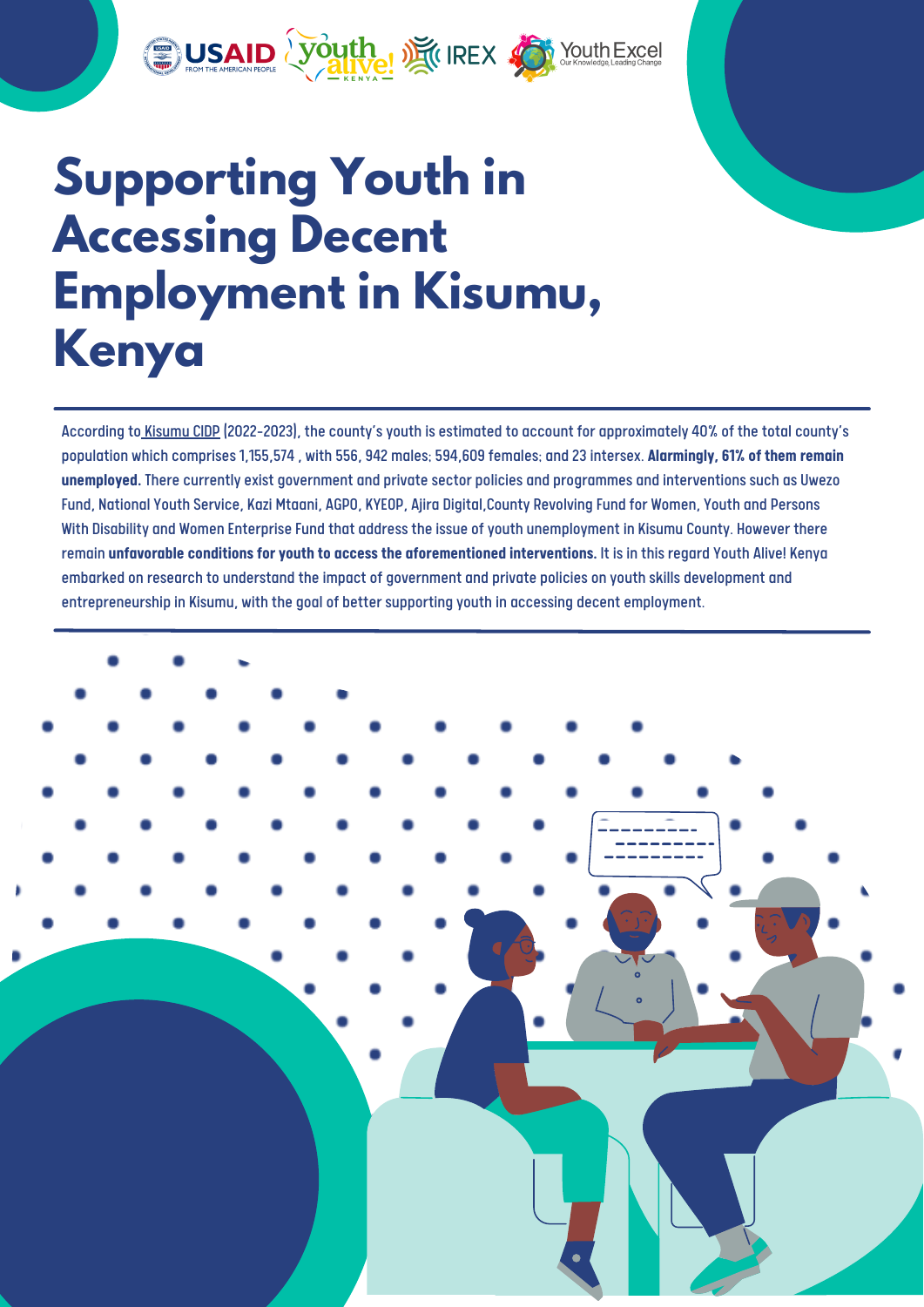# Supporting Youth in Accessing Decent Employment in Kisumu, Kenya

According to Kisumu CIDP (2022-2023), the county's youth is estimated to account for approximately 40% of the total county's population which comprises 1,155,574 , with 556, 942 males; 594,609 females; and 23 intersex. **Alarmingly, 61% of them remain unemployed.** There currently exist government and private sector policies and programmes and interventions such as Uwezo Fund, National Youth Service, Kazi Mtaani, AGPO, KYEOP, Ajira Digital,County Revolving Fund for Women, Youth and Persons With Disability and Women Enterprise Fund that address the issue of youth unemployment in Kisumu County. However there remain **unfavorable conditions for youth to access the aforementioned interventions.** It is in this regard Youth Alive! Kenya embarked on research to understand the impact of government and private policies on youth skills development and entrepreneurship in Kisumu, with the goal of better supporting youth in accessing decent employment.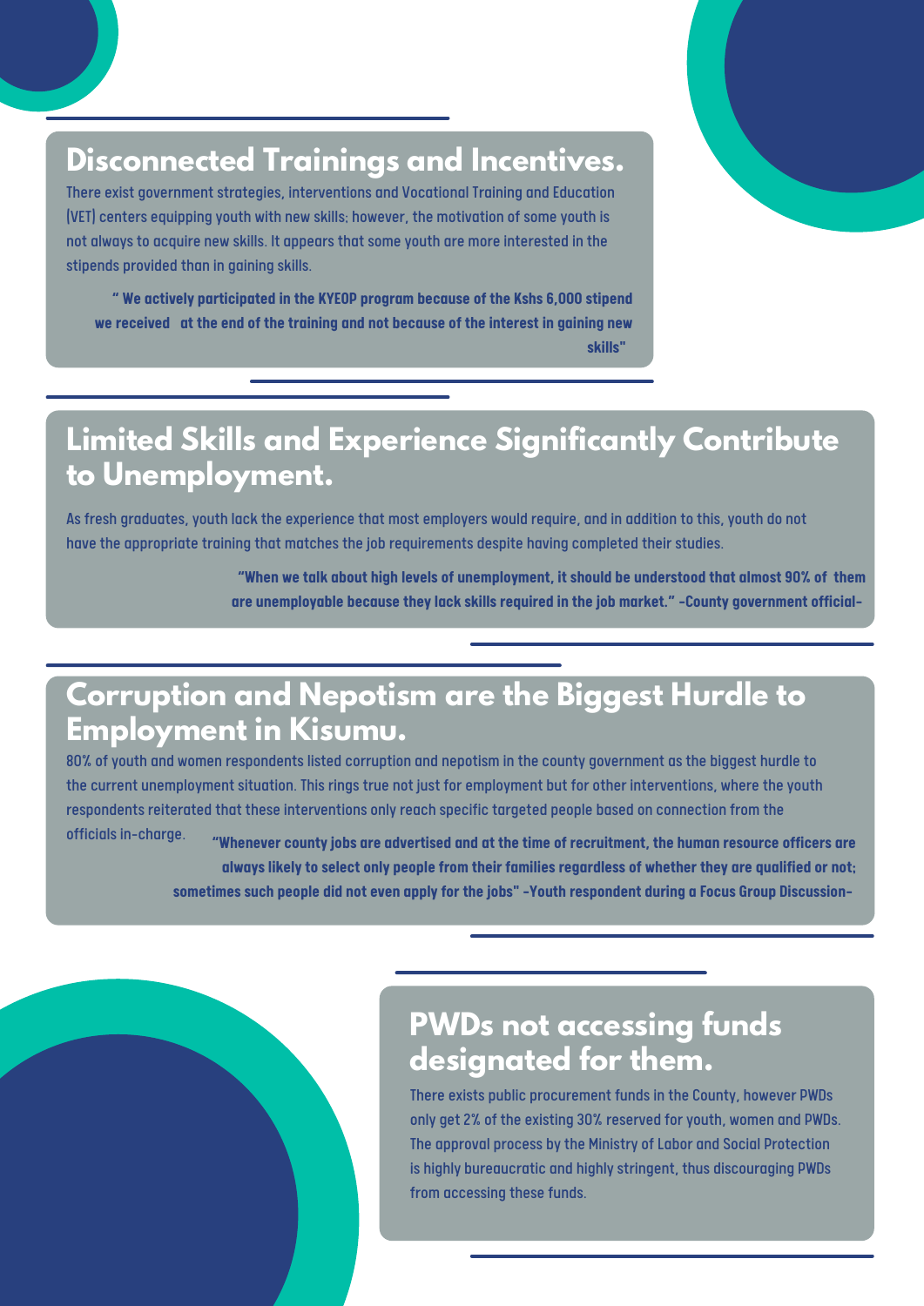## Disconnected Trainings and Incentives.

There exist government strategies, interventions and Vocational Training and Education (VET) centers equipping youth with new skills; however, the motivation of some youth is not always to acquire new skills. It appears that some youth are more interested in the stipends provided than in gaining skills.

**" We actively participated in the KYEOP program because of the Kshs 6,000 stipend we received at the end of the training and not because of the interest in gaining new skills"**

## Limited Skills and Experience Significantly Contribute to Unemployment.

As fresh graduates, youth lack the experience that most employers would require, and in addition to this, youth do not have the appropriate training that matches the job requirements despite having completed their studies.

**"When we talk about high levels of unemployment, it should be understood that almost 90% of them are unemployable because they lack skills required in the job market." -County government official-**

## Corruption and Nepotism are the Biggest Hurdle to Employment in Kisumu.

80% of youth and women respondents listed corruption and nepotism in the county government as the biggest hurdle to the current unemployment situation. This rings true not just for employment but for other interventions, where the youth respondents reiterated that these interventions only reach specific targeted people based on connection from the officials in-charge.

**"Whenever county jobs are advertised and at the time of recruitment, the human resource officers are always likely to select only people from their families regardless of whether they are qualified or not; sometimes such people did not even apply for the jobs" -Youth respondent during a Focus Group Discussion-**

## PWDs not accessing funds designated for them.

There exists public procurement funds in the County, however PWDs only get 2% of the existing 30% reserved for youth, women and PWDs. The approval process by the Ministry of Labor and Social Protection is highly bureaucratic and highly stringent, thus discouraging PWDs from accessing these funds.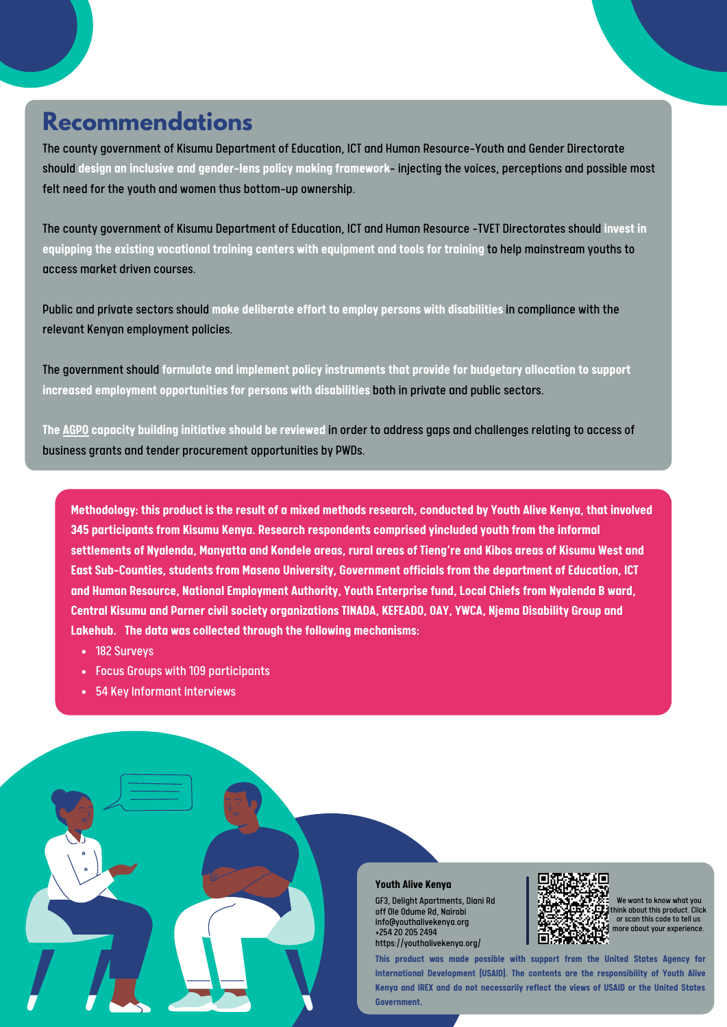## Recommendations

The county government of Kisumu Department of Education, ICT and Human Resource-Youth and Gender Directorate should **design an inclusive and gender-lens policy making framework**- injecting the voices, perceptions and possible most felt need for the youth and women thus bottom-up ownership.

The county government of Kisumu Department of Education, ICT and Human Resource -TVET Directorates should **invest in equipping the existing vocational training centers with equipment and tools for training** to help mainstream youths to access market driven courses.

Public and private sectors should **make deliberate effort to employ persons with disabilities** in compliance with the relevant Kenyan employment policies.

The government should **formulate and implement policy instruments that provide for budgetary allocation to support increased employment opportunities for persons with disabilities** both in private and public sectors.

**The AGPO capacity building initiative should be reviewed** in order to address gaps and challenges relating to access of business grants and tender procurement opportunities by PWDs.

**Methodology: this product is the result of a mixed methods research, conducted by Youth Alive Kenya, that involved 345 participants from Kisumu Kenya. Research respondents comprised yincluded youth from the informal settlements of Nyalenda, Manyatta and Kondele areas, rural areas of Tieng're and Kibos areas of Kisumu West and East Sub-Counties, students from Maseno University, Government officials from the department of Education, ICT and Human Resource, National Employment Authority, Youth Enterprise fund, Local Chiefs from Nyalenda B ward, Central Kisumu and Parner civil society organizations TINADA, KEFEADO, OAY, YWCA, Njema Disability Group and Lakehub. The data was collected through the following mechanisms:**

- 182 Surveys
- Focus Groups with 109 participants
- 54 Key Informant Interviews

**Youth Alive Kenya**
GF3, Delight Apartments, Diani Rd
off Ole Odume Rd, Nairobi
info@youthalivekenya.org
+254 20 205 2494
https://youthalivekenya.org/

We want to know what you think about this product. Click or scan this code to tell us more about your experience.

**This product was made possible with support from the United States Agency for International Development (USAID). The contents are the responsibility of Youth Alive Kenya and IREX and do not necessarily reflect the views of USAID or the United States Government.**